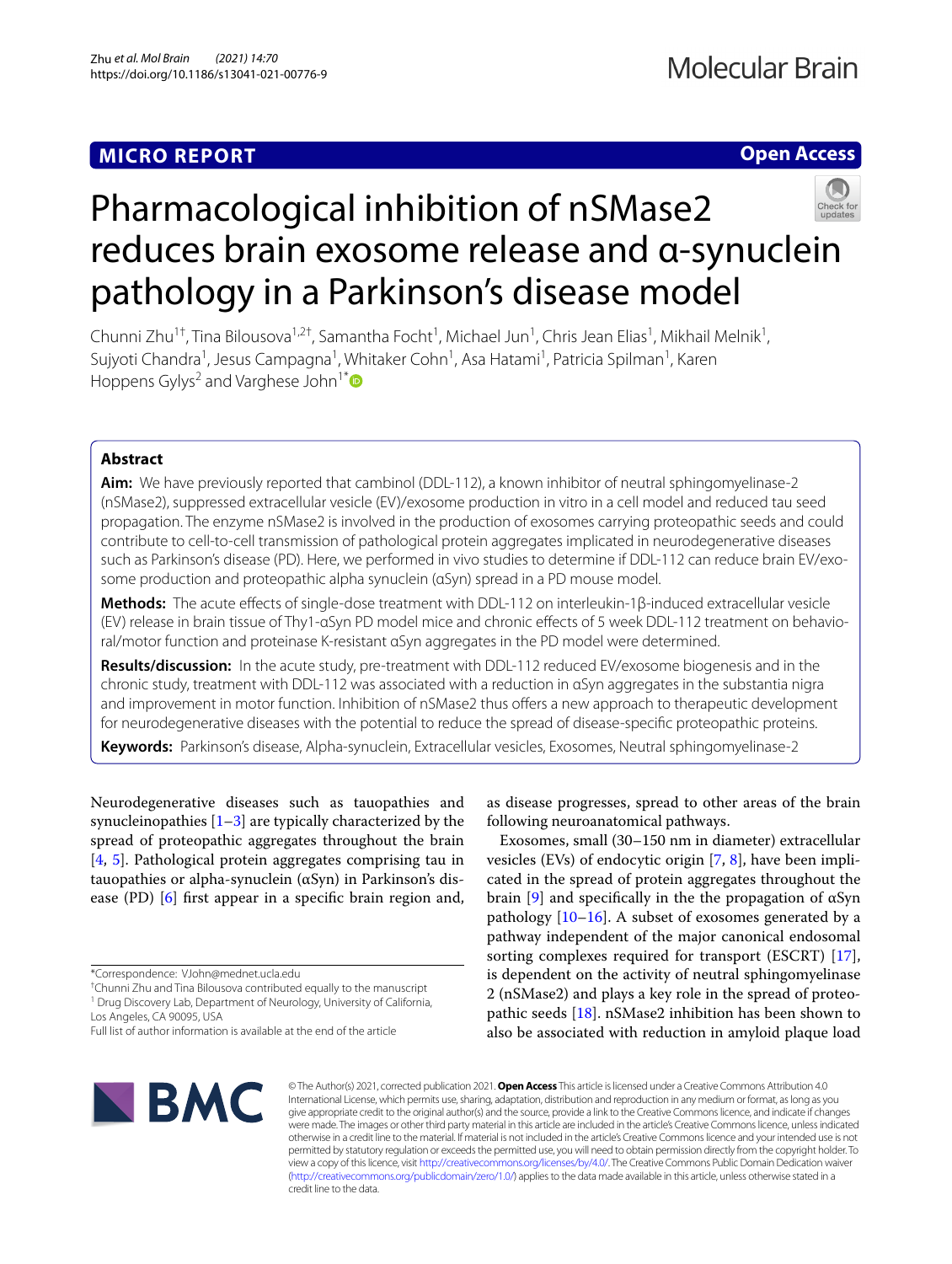**MICRO REPORT** **Open Access**

# Pharmacological inhibition of nSMase2 reduces brain exosome release and α-synuclein pathology in a Parkinson's disease model

Chunni Zhu[1†], Tina Bilousova[1,2†], Samantha Focht[1], Michael Jun[1], Chris Jean Elias[1], Mikhail Melnik[1], Sujyoti Chandra[1], Jesus Campagna[1], Whitaker Cohn[1], Asa Hatami[1], Patricia Spilman[1], Karen Hoppens Gylys[2] and Varghese John[1*]

## Abstract

**Aim:** We have previously reported that cambinol (DDL-112), a known inhibitor of neutral sphingomyelinase-2 (nSMase2), suppressed extracellular vesicle (EV)/exosome production in vitro in a cell model and reduced tau seed propagation. The enzyme nSMase2 is involved in the production of exosomes carrying proteopathic seeds and could contribute to cell-to-cell transmission of pathological protein aggregates implicated in neurodegenerative diseases such as Parkinson's disease (PD). Here, we performed in vivo studies to determine if DDL-112 can reduce brain EV/exosome production and proteopathic alpha synuclein (αSyn) spread in a PD mouse model.

**Methods:** The acute effects of single-dose treatment with DDL-112 on interleukin-1β-induced extracellular vesicle (EV) release in brain tissue of Thy1-αSyn PD model mice and chronic effects of 5 week DDL-112 treatment on behavioral/motor function and proteinase K-resistant αSyn aggregates in the PD model were determined.

**Results/discussion:** In the acute study, pre-treatment with DDL-112 reduced EV/exosome biogenesis and in the chronic study, treatment with DDL-112 was associated with a reduction in αSyn aggregates in the substantia nigra and improvement in motor function. Inhibition of nSMase2 thus offers a new approach to therapeutic development for neurodegenerative diseases with the potential to reduce the spread of disease-specific proteopathic proteins.

**Keywords:** Parkinson's disease, Alpha-synuclein, Extracellular vesicles, Exosomes, Neutral sphingomyelinase-2

Neurodegenerative diseases such as tauopathies and synucleinopathies [1–3] are typically characterized by the spread of proteopathic aggregates throughout the brain [4, 5]. Pathological protein aggregates comprising tau in tauopathies or alpha-synuclein (αSyn) in Parkinson's disease (PD) [6] first appear in a specific brain region and, as disease progresses, spread to other areas of the brain following neuroanatomical pathways.

Exosomes, small (30–150 nm in diameter) extracellular vesicles (EVs) of endocytic origin [7, 8], have been implicated in the spread of protein aggregates throughout the brain [9] and specifically in the the propagation of αSyn pathology [10–16]. A subset of exosomes generated by a pathway independent of the major canonical endosomal sorting complexes required for transport (ESCRT) [17], is dependent on the activity of neutral sphingomyelinase 2 (nSMase2) and plays a key role in the spread of proteopathic seeds [18]. nSMase2 inhibition has been shown to also be associated with reduction in amyloid plaque load

*Correspondence: VJohn@mednet.ucla.edu
†Chunni Zhu and Tina Bilousova contributed equally to the manuscript
[1] Drug Discovery Lab, Department of Neurology, University of California, Los Angeles, CA 90095, USA
Full list of author information is available at the end of the article

© The Author(s) 2021, corrected publication 2021. **Open Access** This article is licensed under a Creative Commons Attribution 4.0 International License, which permits use, sharing, adaptation, distribution and reproduction in any medium or format, as long as you give appropriate credit to the original author(s) and the source, provide a link to the Creative Commons licence, and indicate if changes were made. The images or other third party material in this article are included in the article's Creative Commons licence, unless indicated otherwise in a credit line to the material. If material is not included in the article's Creative Commons licence and your intended use is not permitted by statutory regulation or exceeds the permitted use, you will need to obtain permission directly from the copyright holder. To view a copy of this licence, visit http://creativecommons.org/licenses/by/4.0/. The Creative Commons Public Domain Dedication waiver (http://creativecommons.org/publicdomain/zero/1.0/) applies to the data made available in this article, unless otherwise stated in a credit line to the data.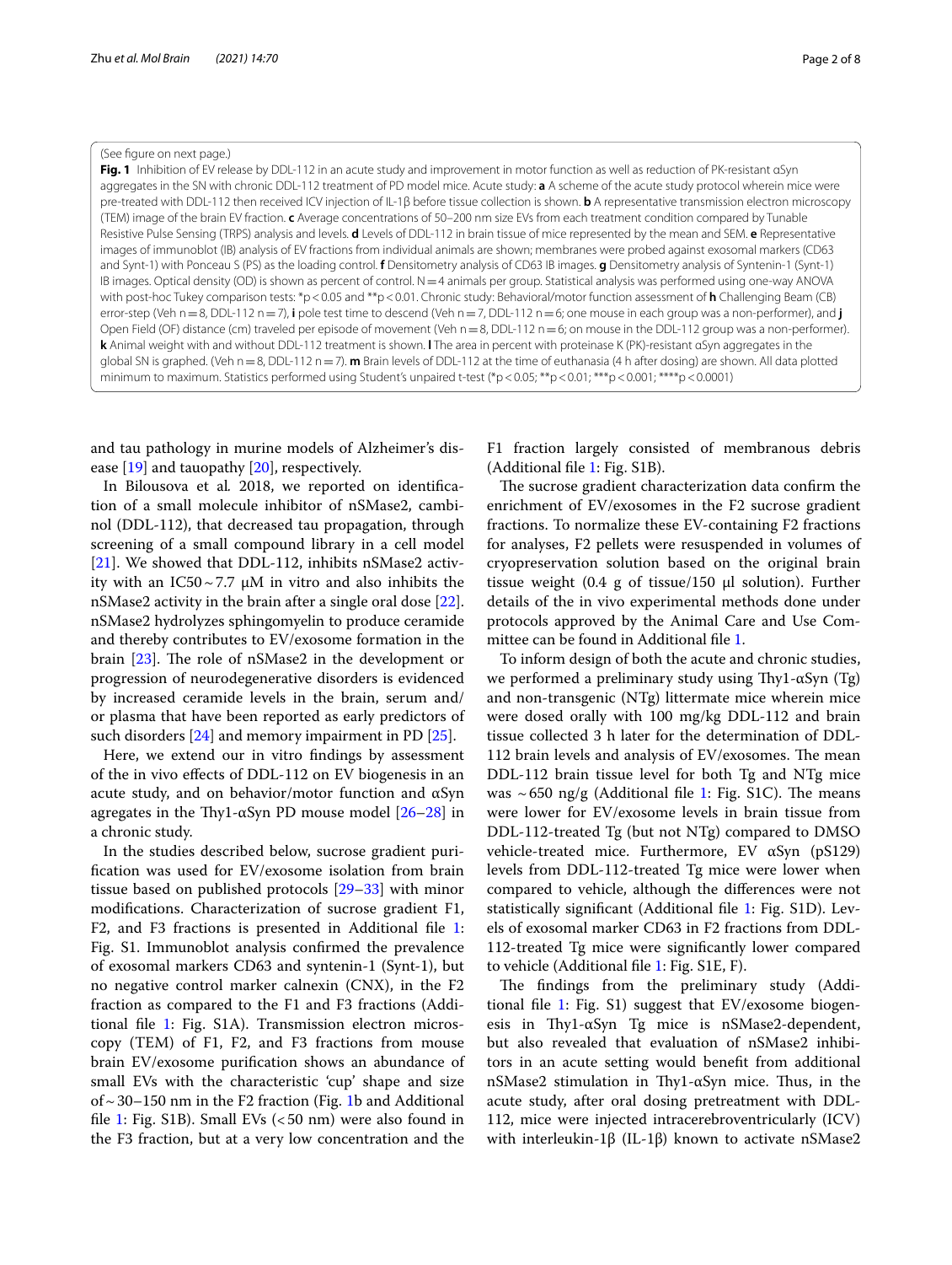(See figure on next page.)

**Fig. 1** Inhibition of EV release by DDL-112 in an acute study and improvement in motor function as well as reduction of PK-resistant αSyn aggregates in the SN with chronic DDL-112 treatment of PD model mice. Acute study: **a** A scheme of the acute study protocol wherein mice were pre-treated with DDL-112 then received ICV injection of IL-1β before tissue collection is shown. **b** A representative transmission electron microscopy (TEM) image of the brain EV fraction. **c** Average concentrations of 50–200 nm size EVs from each treatment condition compared by Tunable Resistive Pulse Sensing (TRPS) analysis and levels. **d** Levels of DDL-112 in brain tissue of mice represented by the mean and SEM. **e** Representative images of immunoblot (IB) analysis of EV fractions from individual animals are shown; membranes were probed against exosomal markers (CD63 and Synt-1) with Ponceau S (PS) as the loading control. **f** Densitometry analysis of CD63 IB images. **g** Densitometry analysis of Syntenin-1 (Synt-1) IB images. Optical density (OD) is shown as percent of control. N = 4 animals per group. Statistical analysis was performed using one-way ANOVA with post-hoc Tukey comparison tests: *$p < 0.05$ and **$p < 0.01$. Chronic study: Behavioral/motor function assessment of **h** Challenging Beam (CB) error-step (Veh n = 8, DDL-112 n = 7), **i** pole test time to descend (Veh n = 7, DDL-112 n = 6; one mouse in each group was a non-performer), and **j** Open Field (OF) distance (cm) traveled per episode of movement (Veh n = 8, DDL-112 n = 6; on mouse in the DDL-112 group was a non-performer). **k** Animal weight with and without DDL-112 treatment is shown. **l** The area in percent with proteinase K (PK)-resistant αSyn aggregates in the global SN is graphed. (Veh n = 8, DDL-112 n = 7). **m** Brain levels of DDL-112 at the time of euthanasia (4 h after dosing) are shown. All data plotted minimum to maximum. Statistics performed using Student's unpaired t-test (*$p < 0.05$; **$p < 0.01$; ***$p < 0.001$; ****$p < 0.0001$)

and tau pathology in murine models of Alzheimer's disease [19] and tauopathy [20], respectively.

In Bilousova et al*.* 2018, we reported on identification of a small molecule inhibitor of nSMase2, cambinol (DDL-112), that decreased tau propagation, through screening of a small compound library in a cell model [21]. We showed that DDL-112, inhibits nSMase2 activity with an IC50 ~ 7.7 µM in vitro and also inhibits the nSMase2 activity in the brain after a single oral dose [22]. nSMase2 hydrolyzes sphingomyelin to produce ceramide and thereby contributes to EV/exosome formation in the brain [23]. The role of nSMase2 in the development or progression of neurodegenerative disorders is evidenced by increased ceramide levels in the brain, serum and/or plasma that have been reported as early predictors of such disorders [24] and memory impairment in PD [25].

Here, we extend our in vitro findings by assessment of the in vivo effects of DDL-112 on EV biogenesis in an acute study, and on behavior/motor function and αSyn agregates in the Thy1-αSyn PD mouse model [26–28] in a chronic study.

In the studies described below, sucrose gradient purification was used for EV/exosome isolation from brain tissue based on published protocols [29–33] with minor modifications. Characterization of sucrose gradient F1, F2, and F3 fractions is presented in Additional file 1: Fig. S1. Immunoblot analysis confirmed the prevalence of exosomal markers CD63 and syntenin-1 (Synt-1), but no negative control marker calnexin (CNX), in the F2 fraction as compared to the F1 and F3 fractions (Additional file 1: Fig. S1A). Transmission electron microscopy (TEM) of F1, F2, and F3 fractions from mouse brain EV/exosome purification shows an abundance of small EVs with the characteristic 'cup' shape and size of ~ 30–150 nm in the F2 fraction (Fig. 1b and Additional file 1: Fig. S1B). Small EVs (< 50 nm) were also found in the F3 fraction, but at a very low concentration and the F1 fraction largely consisted of membranous debris (Additional file 1: Fig. S1B).

The sucrose gradient characterization data confirm the enrichment of EV/exosomes in the F2 sucrose gradient fractions. To normalize these EV-containing F2 fractions for analyses, F2 pellets were resuspended in volumes of cryopreservation solution based on the original brain tissue weight (0.4 g of tissue/150 µl solution). Further details of the in vivo experimental methods done under protocols approved by the Animal Care and Use Committee can be found in Additional file 1.

To inform design of both the acute and chronic studies, we performed a preliminary study using Thy1-αSyn (Tg) and non-transgenic (NTg) littermate mice wherein mice were dosed orally with 100 mg/kg DDL-112 and brain tissue collected 3 h later for the determination of DDL-112 brain levels and analysis of EV/exosomes. The mean DDL-112 brain tissue level for both Tg and NTg mice was ~ 650 ng/g (Additional file 1: Fig. S1C). The means were lower for EV/exosome levels in brain tissue from DDL-112-treated Tg (but not NTg) compared to DMSO vehicle-treated mice. Furthermore, EV αSyn (pS129) levels from DDL-112-treated Tg mice were lower when compared to vehicle, although the differences were not statistically significant (Additional file 1: Fig. S1D). Levels of exosomal marker CD63 in F2 fractions from DDL-112-treated Tg mice were significantly lower compared to vehicle (Additional file 1: Fig. S1E, F).

The findings from the preliminary study (Additional file 1: Fig. S1) suggest that EV/exosome biogenesis in Thy1-αSyn Tg mice is nSMase2-dependent, but also revealed that evaluation of nSMase2 inhibitors in an acute setting would benefit from additional nSMase2 stimulation in Thy1-αSyn mice. Thus, in the acute study, after oral dosing pretreatment with DDL-112, mice were injected intracerebroventricularly (ICV) with interleukin-1β (IL-1β) known to activate nSMase2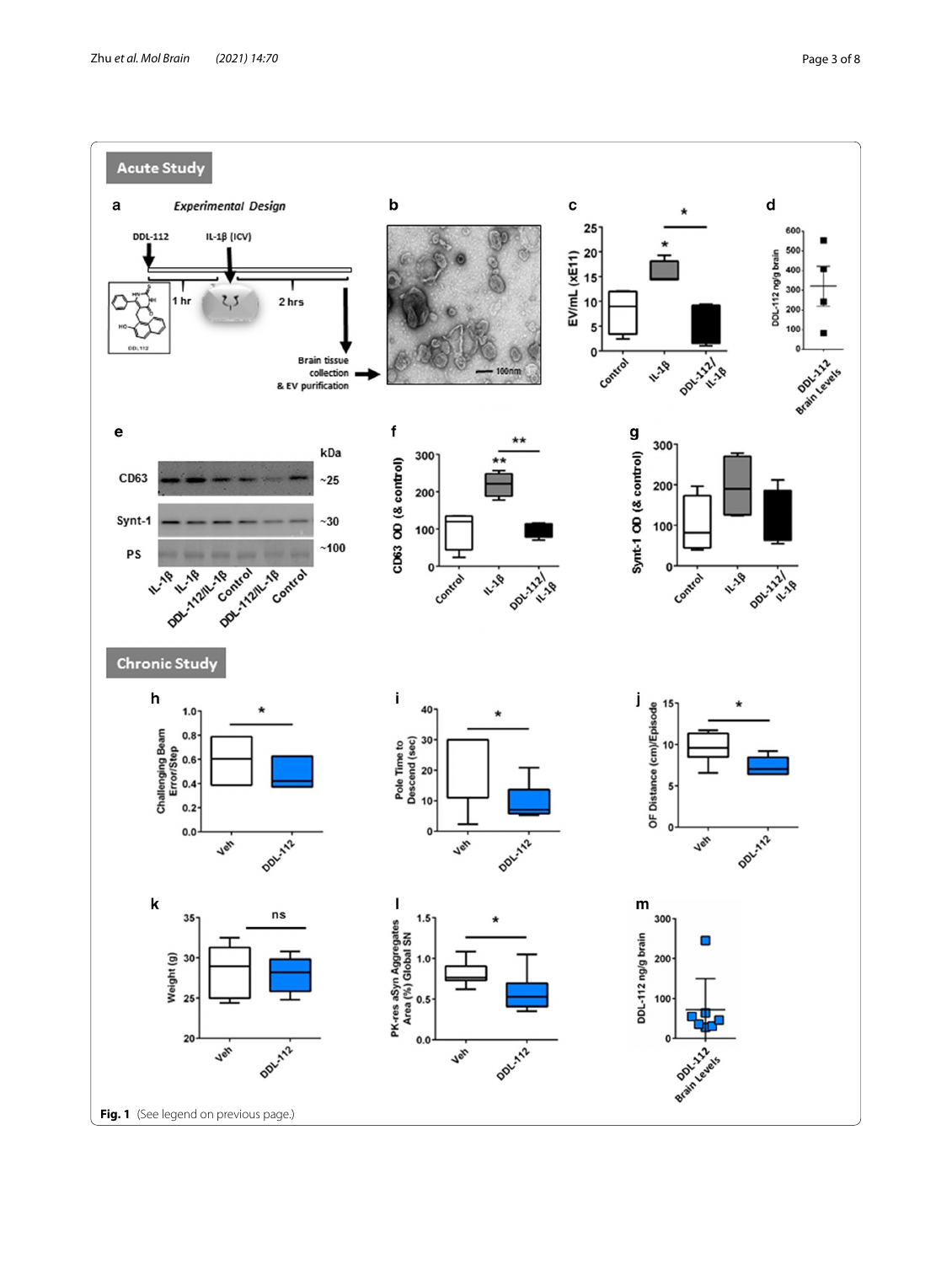**Fig. 1** (See legend on previous page.)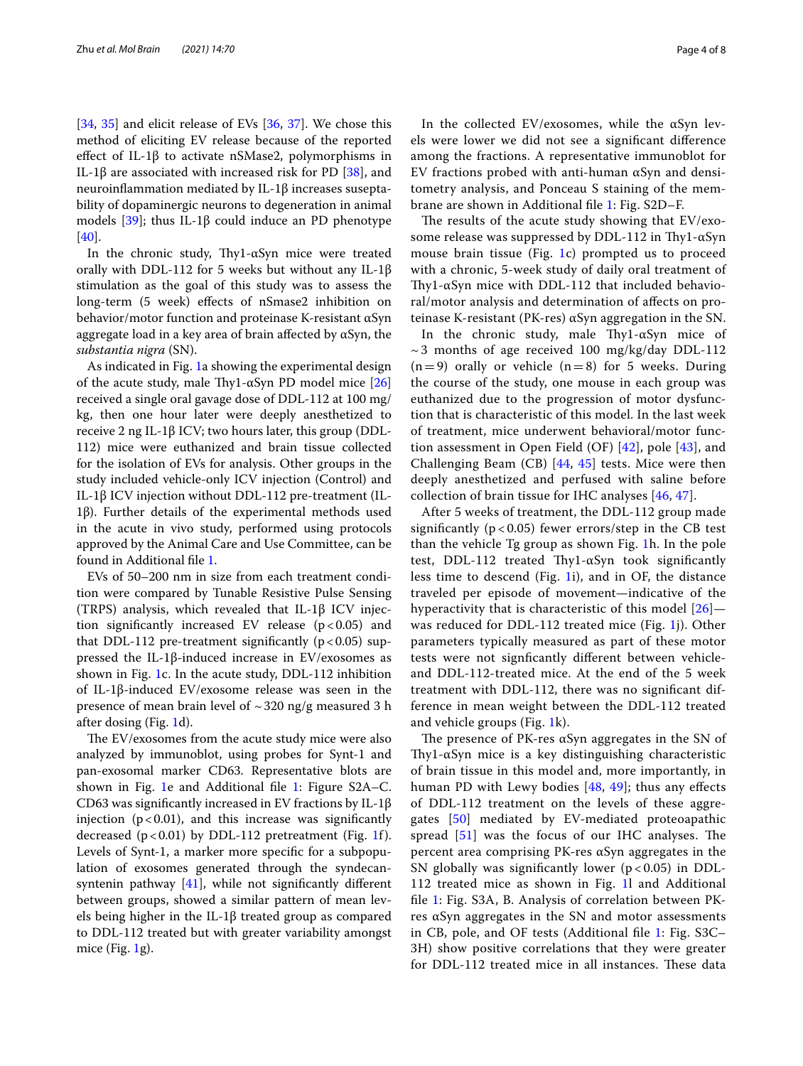[34, 35] and elicit release of EVs [36, 37]. We chose this method of eliciting EV release because of the reported effect of IL-1β to activate nSMase2, polymorphisms in IL-1β are associated with increased risk for PD [38], and neuroinflammation mediated by IL-1β increases suseptability of dopaminergic neurons to degeneration in animal models [39]; thus IL-1β could induce an PD phenotype [40].

In the chronic study, Thy1-αSyn mice were treated orally with DDL-112 for 5 weeks but without any IL-1β stimulation as the goal of this study was to assess the long-term (5 week) effects of nSmase2 inhibition on behavior/motor function and proteinase K-resistant αSyn aggregate load in a key area of brain affected by αSyn, the *substantia nigra* (SN).

As indicated in Fig. 1a showing the experimental design of the acute study, male Thy1-αSyn PD model mice [26] received a single oral gavage dose of DDL-112 at 100 mg/kg, then one hour later were deeply anesthetized to receive 2 ng IL-1β ICV; two hours later, this group (DDL-112) mice were euthanized and brain tissue collected for the isolation of EVs for analysis. Other groups in the study included vehicle-only ICV injection (Control) and IL-1β ICV injection without DDL-112 pre-treatment (IL-1β). Further details of the experimental methods used in the acute in vivo study, performed using protocols approved by the Animal Care and Use Committee, can be found in Additional file 1.

EVs of 50–200 nm in size from each treatment condition were compared by Tunable Resistive Pulse Sensing (TRPS) analysis, which revealed that IL-1β ICV injection significantly increased EV release ($p < 0.05$) and that DDL-112 pre-treatment significantly ($p < 0.05$) suppressed the IL-1β-induced increase in EV/exosomes as shown in Fig. 1c. In the acute study, DDL-112 inhibition of IL-1β-induced EV/exosome release was seen in the presence of mean brain level of ~320 ng/g measured 3 h after dosing (Fig. 1d).

The EV/exosomes from the acute study mice were also analyzed by immunoblot, using probes for Synt-1 and pan-exosomal marker CD63. Representative blots are shown in Fig. 1e and Additional file 1: Figure S2A–C. CD63 was significantly increased in EV fractions by IL-1β injection ($p < 0.01$), and this increase was significantly decreased ($p < 0.01$) by DDL-112 pretreatment (Fig. 1f). Levels of Synt-1, a marker more specific for a subpopulation of exosomes generated through the syndecan-syntenin pathway [41], while not significantly different between groups, showed a similar pattern of mean levels being higher in the IL-1β treated group as compared to DDL-112 treated but with greater variability amongst mice (Fig. 1g).

In the collected EV/exosomes, while the αSyn levels were lower we did not see a significant difference among the fractions. A representative immunoblot for EV fractions probed with anti-human αSyn and densitometry analysis, and Ponceau S staining of the membrane are shown in Additional file 1: Fig. S2D–F.

The results of the acute study showing that EV/exosome release was suppressed by DDL-112 in Thy1-αSyn mouse brain tissue (Fig. 1c) prompted us to proceed with a chronic, 5-week study of daily oral treatment of Thy1-αSyn mice with DDL-112 that included behavioral/motor analysis and determination of affects on proteinase K-resistant (PK-res) αSyn aggregation in the SN.

In the chronic study, male Thy1-αSyn mice of ~3 months of age received 100 mg/kg/day DDL-112 ($n = 9$) orally or vehicle ($n = 8$) for 5 weeks. During the course of the study, one mouse in each group was euthanized due to the progression of motor dysfunction that is characteristic of this model. In the last week of treatment, mice underwent behavioral/motor function assessment in Open Field (OF) [42], pole [43], and Challenging Beam (CB) [44, 45] tests. Mice were then deeply anesthetized and perfused with saline before collection of brain tissue for IHC analyses [46, 47].

After 5 weeks of treatment, the DDL-112 group made significantly ($p < 0.05$) fewer errors/step in the CB test than the vehicle Tg group as shown Fig. 1h. In the pole test, DDL-112 treated Thy1-αSyn took significantly less time to descend (Fig. 1i), and in OF, the distance traveled per episode of movement—indicative of the hyperactivity that is characteristic of this model [26]—was reduced for DDL-112 treated mice (Fig. 1j). Other parameters typically measured as part of these motor tests were not signficantly different between vehicle- and DDL-112-treated mice. At the end of the 5 week treatment with DDL-112, there was no significant difference in mean weight between the DDL-112 treated and vehicle groups (Fig. 1k).

The presence of PK-res αSyn aggregates in the SN of Thy1-αSyn mice is a key distinguishing characteristic of brain tissue in this model and, more importantly, in human PD with Lewy bodies [48, 49]; thus any effects of DDL-112 treatment on the levels of these aggregates [50] mediated by EV-mediated proteoapathic spread [51] was the focus of our IHC analyses. The percent area comprising PK-res αSyn aggregates in the SN globally was significantly lower ($p < 0.05$) in DDL-112 treated mice as shown in Fig. 1l and Additional file 1: Fig. S3A, B. Analysis of correlation between PK-res αSyn aggregates in the SN and motor assessments in CB, pole, and OF tests (Additional file 1: Fig. S3C–3H) show positive correlations that they were greater for DDL-112 treated mice in all instances. These data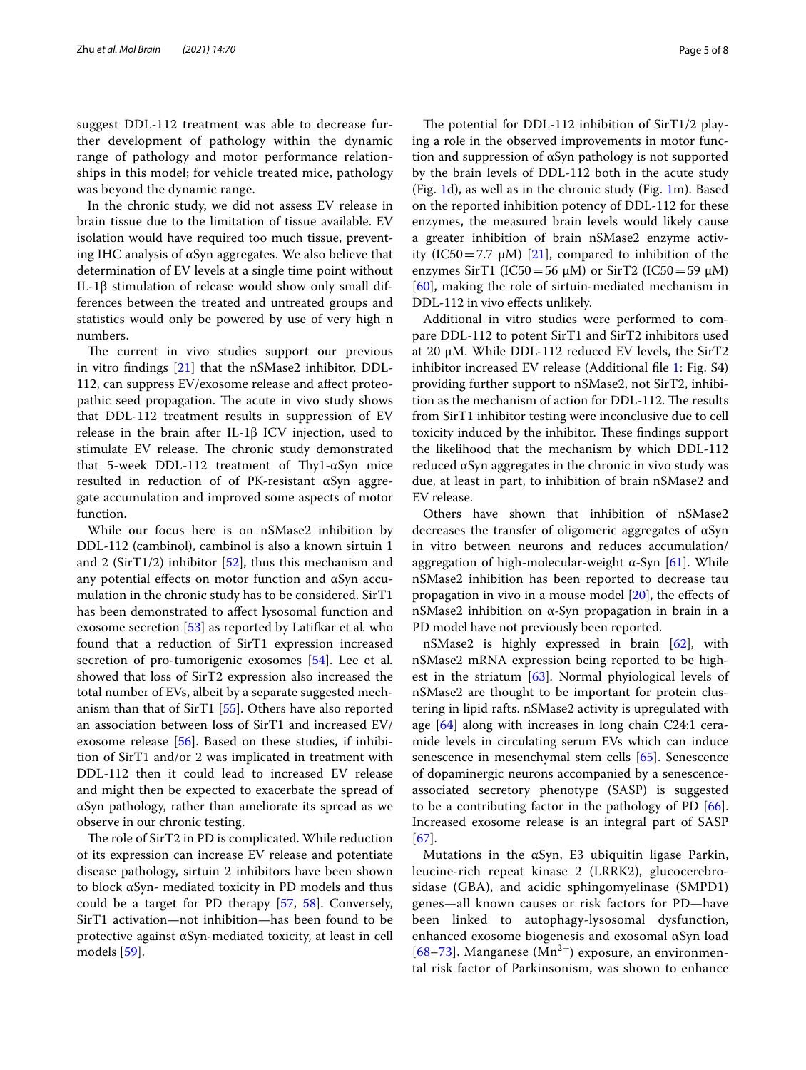suggest DDL-112 treatment was able to decrease further development of pathology within the dynamic range of pathology and motor performance relationships in this model; for vehicle treated mice, pathology was beyond the dynamic range.

In the chronic study, we did not assess EV release in brain tissue due to the limitation of tissue available. EV isolation would have required too much tissue, preventing IHC analysis of αSyn aggregates. We also believe that determination of EV levels at a single time point without IL-1β stimulation of release would show only small differences between the treated and untreated groups and statistics would only be powered by use of very high n numbers.

The current in vivo studies support our previous in vitro findings [21] that the nSMase2 inhibitor, DDL-112, can suppress EV/exosome release and affect proteopathic seed propagation. The acute in vivo study shows that DDL-112 treatment results in suppression of EV release in the brain after IL-1β ICV injection, used to stimulate EV release. The chronic study demonstrated that 5-week DDL-112 treatment of Thy1-αSyn mice resulted in reduction of of PK-resistant αSyn aggregate accumulation and improved some aspects of motor function.

While our focus here is on nSMase2 inhibition by DDL-112 (cambinol), cambinol is also a known sirtuin 1 and 2 (SirT1/2) inhibitor [52], thus this mechanism and any potential effects on motor function and αSyn accumulation in the chronic study has to be considered. SirT1 has been demonstrated to affect lysosomal function and exosome secretion [53] as reported by Latifkar et al*.* who found that a reduction of SirT1 expression increased secretion of pro-tumorigenic exosomes [54]. Lee et al*.* showed that loss of SirT2 expression also increased the total number of EVs, albeit by a separate suggested mechanism than that of SirT1 [55]. Others have also reported an association between loss of SirT1 and increased EV/exosome release [56]. Based on these studies, if inhibition of SirT1 and/or 2 was implicated in treatment with DDL-112 then it could lead to increased EV release and might then be expected to exacerbate the spread of αSyn pathology, rather than ameliorate its spread as we observe in our chronic testing.

The role of SirT2 in PD is complicated. While reduction of its expression can increase EV release and potentiate disease pathology, sirtuin 2 inhibitors have been shown to block αSyn- mediated toxicity in PD models and thus could be a target for PD therapy [57, 58]. Conversely, SirT1 activation—not inhibition—has been found to be protective against αSyn-mediated toxicity, at least in cell models [59].

The potential for DDL-112 inhibition of SirT1/2 playing a role in the observed improvements in motor function and suppression of αSyn pathology is not supported by the brain levels of DDL-112 both in the acute study (Fig. 1d), as well as in the chronic study (Fig. 1m). Based on the reported inhibition potency of DDL-112 for these enzymes, the measured brain levels would likely cause a greater inhibition of brain nSMase2 enzyme activity (IC50 = 7.7 μM) [21], compared to inhibition of the enzymes SirT1 (IC50 = 56 μM) or SirT2 (IC50 = 59 μM) [60], making the role of sirtuin-mediated mechanism in DDL-112 in vivo effects unlikely.

Additional in vitro studies were performed to compare DDL-112 to potent SirT1 and SirT2 inhibitors used at 20 μM. While DDL-112 reduced EV levels, the SirT2 inhibitor increased EV release (Additional file 1: Fig. S4) providing further support to nSMase2, not SirT2, inhibition as the mechanism of action for DDL-112. The results from SirT1 inhibitor testing were inconclusive due to cell toxicity induced by the inhibitor. These findings support the likelihood that the mechanism by which DDL-112 reduced αSyn aggregates in the chronic in vivo study was due, at least in part, to inhibition of brain nSMase2 and EV release.

Others have shown that inhibition of nSMase2 decreases the transfer of oligomeric aggregates of αSyn in vitro between neurons and reduces accumulation/aggregation of high-molecular-weight α-Syn [61]. While nSMase2 inhibition has been reported to decrease tau propagation in vivo in a mouse model [20], the effects of nSMase2 inhibition on α-Syn propagation in brain in a PD model have not previously been reported.

nSMase2 is highly expressed in brain [62], with nSMase2 mRNA expression being reported to be highest in the striatum [63]. Normal phyiological levels of nSMase2 are thought to be important for protein clustering in lipid rafts. nSMase2 activity is upregulated with age [64] along with increases in long chain C24:1 ceramide levels in circulating serum EVs which can induce senescence in mesenchymal stem cells [65]. Senescence of dopaminergic neurons accompanied by a senescence-associated secretory phenotype (SASP) is suggested to be a contributing factor in the pathology of PD [66]. Increased exosome release is an integral part of SASP [67].

Mutations in the αSyn, E3 ubiquitin ligase Parkin, leucine-rich repeat kinase 2 (LRRK2), glucocerebrosidase (GBA), and acidic sphingomyelinase (SMPD1) genes—all known causes or risk factors for PD—have been linked to autophagy-lysosomal dysfunction, enhanced exosome biogenesis and exosomal αSyn load [68–73]. Manganese ($Mn^{2+}$) exposure, an environmental risk factor of Parkinsonism, was shown to enhance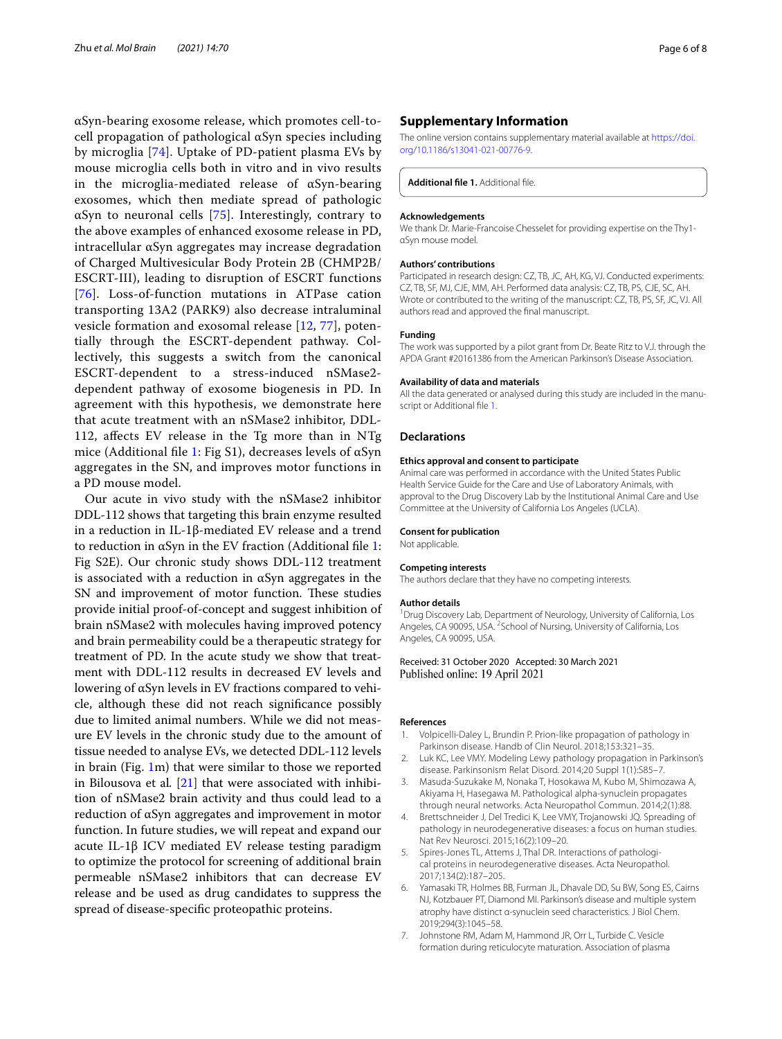αSyn-bearing exosome release, which promotes cell-to-cell propagation of pathological αSyn species including by microglia [74]. Uptake of PD-patient plasma EVs by mouse microglia cells both in vitro and in vivo results in the microglia-mediated release of αSyn-bearing exosomes, which then mediate spread of pathologic αSyn to neuronal cells [75]. Interestingly, contrary to the above examples of enhanced exosome release in PD, intracellular αSyn aggregates may increase degradation of Charged Multivesicular Body Protein 2B (CHMP2B/ESCRT-III), leading to disruption of ESCRT functions [76]. Loss-of-function mutations in ATPase cation transporting 13A2 (PARK9) also decrease intraluminal vesicle formation and exosomal release [12, 77], potentially through the ESCRT-dependent pathway. Collectively, this suggests a switch from the canonical ESCRT-dependent to a stress-induced nSMase2-dependent pathway of exosome biogenesis in PD. In agreement with this hypothesis, we demonstrate here that acute treatment with an nSMase2 inhibitor, DDL-112, affects EV release in the Tg more than in NTg mice (Additional file 1: Fig S1), decreases levels of αSyn aggregates in the SN, and improves motor functions in a PD mouse model.

Our acute in vivo study with the nSMase2 inhibitor DDL-112 shows that targeting this brain enzyme resulted in a reduction in IL-1β-mediated EV release and a trend to reduction in αSyn in the EV fraction (Additional file 1: Fig S2E). Our chronic study shows DDL-112 treatment is associated with a reduction in αSyn aggregates in the SN and improvement of motor function. These studies provide initial proof-of-concept and suggest inhibition of brain nSMase2 with molecules having improved potency and brain permeability could be a therapeutic strategy for treatment of PD. In the acute study we show that treatment with DDL-112 results in decreased EV levels and lowering of αSyn levels in EV fractions compared to vehicle, although these did not reach significance possibly due to limited animal numbers. While we did not measure EV levels in the chronic study due to the amount of tissue needed to analyse EVs, we detected DDL-112 levels in brain (Fig. 1m) that were similar to those we reported in Bilousova et al. [21] that were associated with inhibition of nSMase2 brain activity and thus could lead to a reduction of αSyn aggregates and improvement in motor function. In future studies, we will repeat and expand our acute IL-1β ICV mediated EV release testing paradigm to optimize the protocol for screening of additional brain permeable nSMase2 inhibitors that can decrease EV release and be used as drug candidates to suppress the spread of disease-specific proteopathic proteins.

## Supplementary Information

The online version contains supplementary material available at https://doi.org/10.1186/s13041-021-00776-9.

**Additional file 1.** Additional file.

#### Acknowledgements

We thank Dr. Marie-Francoise Chesselet for providing expertise on the Thy1-αSyn mouse model.

#### Authors' contributions

Participated in research design: CZ, TB, JC, AH, KG, VJ. Conducted experiments: CZ, TB, SF, MJ, CJE, MM, AH. Performed data analysis: CZ, TB, PS, CJE, SC, AH. Wrote or contributed to the writing of the manuscript: CZ, TB, PS, SF, JC, VJ. All authors read and approved the final manuscript.

#### Funding

The work was supported by a pilot grant from Dr. Beate Ritz to V.J. through the APDA Grant #20161386 from the American Parkinson's Disease Association.

#### Availability of data and materials

All the data generated or analysed during this study are included in the manuscript or Additional file 1.

## Declarations

#### Ethics approval and consent to participate

Animal care was performed in accordance with the United States Public Health Service Guide for the Care and Use of Laboratory Animals, with approval to the Drug Discovery Lab by the Institutional Animal Care and Use Committee at the University of California Los Angeles (UCLA).

#### Consent for publication

Not applicable.

#### Competing interests

The authors declare that they have no competing interests.

#### Author details

[1] Drug Discovery Lab, Department of Neurology, University of California, Los Angeles, CA 90095, USA. [2] School of Nursing, University of California, Los Angeles, CA 90095, USA.

Received: 31 October 2020 Accepted: 30 March 2021
Published online: 19 April 2021

#### References

1. Volpicelli-Daley L, Brundin P. Prion-like propagation of pathology in Parkinson disease. Handb of Clin Neurol. 2018;153:321–35.
2. Luk KC, Lee VMY. Modeling Lewy pathology propagation in Parkinson's disease. Parkinsonism Relat Disord. 2014;20 Suppl 1(1):S85–7.
3. Masuda-Suzukake M, Nonaka T, Hosokawa M, Kubo M, Shimozawa A, Akiyama H, Hasegawa M. Pathological alpha-synuclein propagates through neural networks. Acta Neuropathol Commun. 2014;2(1):88.
4. Brettschneider J, Del Tredici K, Lee VMY, Trojanowski JQ. Spreading of pathology in neurodegenerative diseases: a focus on human studies. Nat Rev Neurosci. 2015;16(2):109–20.
5. Spires-Jones TL, Attems J, Thal DR. Interactions of pathological proteins in neurodegenerative diseases. Acta Neuropathol. 2017;134(2):187–205.
6. Yamasaki TR, Holmes BB, Furman JL, Dhavale DD, Su BW, Song ES, Cairns NJ, Kotzbauer PT, Diamond MI. Parkinson's disease and multiple system atrophy have distinct α-synuclein seed characteristics. J Biol Chem. 2019;294(3):1045–58.
7. Johnstone RM, Adam M, Hammond JR, Orr L, Turbide C. Vesicle formation during reticulocyte maturation. Association of plasma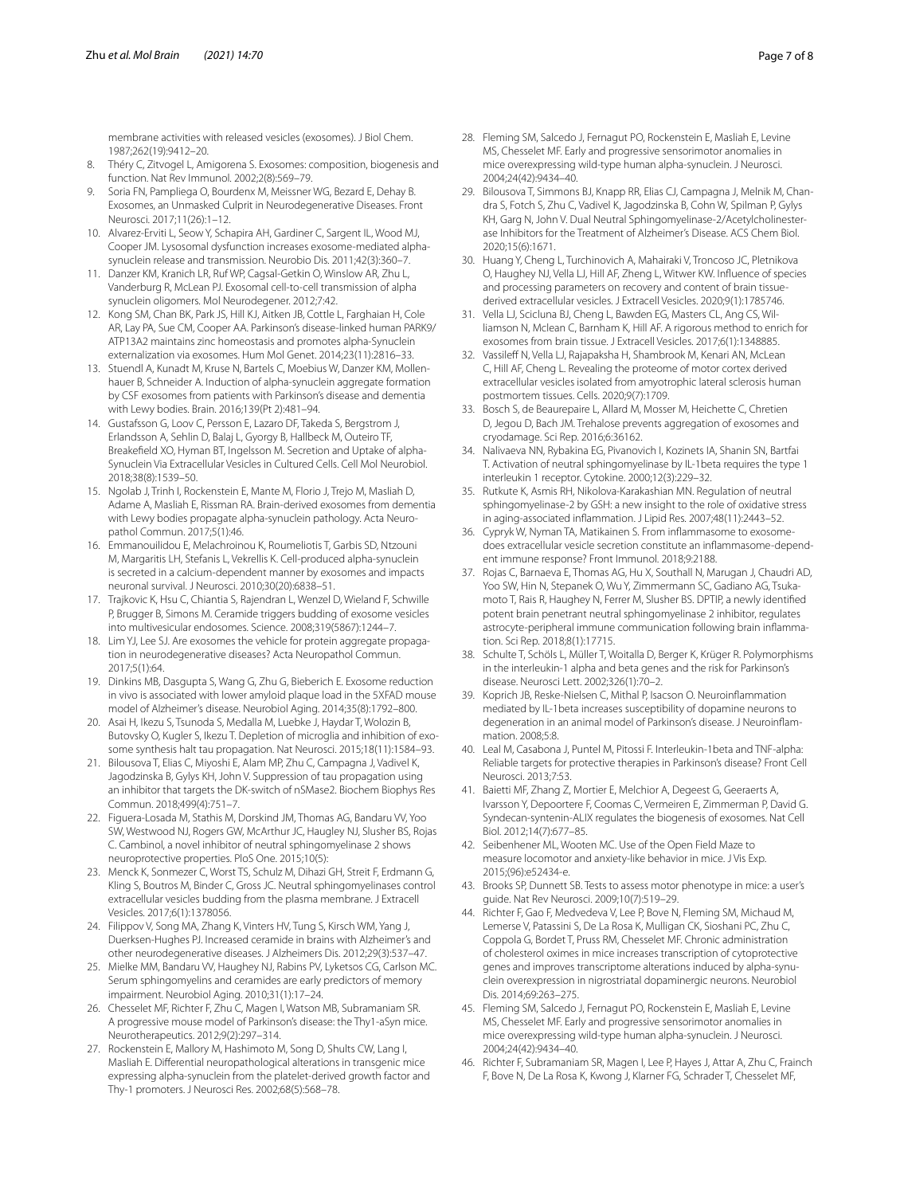membrane activities with released vesicles (exosomes). J Biol Chem. 1987;262(19):9412–20.

8. Théry C, Zitvogel L, Amigorena S. Exosomes: composition, biogenesis and function. Nat Rev Immunol. 2002;2(8):569–79.
9. Soria FN, Pampliega O, Bourdenx M, Meissner WG, Bezard E, Dehay B. Exosomes, an Unmasked Culprit in Neurodegenerative Diseases. Front Neurosci. 2017;11(26):1–12.
10. Alvarez-Erviti L, Seow Y, Schapira AH, Gardiner C, Sargent IL, Wood MJ, Cooper JM. Lysosomal dysfunction increases exosome-mediated alpha-synuclein release and transmission. Neurobio Dis. 2011;42(3):360–7.
11. Danzer KM, Kranich LR, Ruf WP, Cagsal-Getkin O, Winslow AR, Zhu L, Vanderburg R, McLean PJ. Exosomal cell-to-cell transmission of alpha synuclein oligomers. Mol Neurodegener. 2012;7:42.
12. Kong SM, Chan BK, Park JS, Hill KJ, Aitken JB, Cottle L, Farghaian H, Cole AR, Lay PA, Sue CM, Cooper AA. Parkinson's disease-linked human PARK9/ATP13A2 maintains zinc homeostasis and promotes alpha-Synuclein externalization via exosomes. Hum Mol Genet. 2014;23(11):2816–33.
13. Stuendl A, Kunadt M, Kruse N, Bartels C, Moebius W, Danzer KM, Mollenhauer B, Schneider A. Induction of alpha-synuclein aggregate formation by CSF exosomes from patients with Parkinson's disease and dementia with Lewy bodies. Brain. 2016;139(Pt 2):481–94.
14. Gustafsson G, Loov C, Persson E, Lazaro DF, Takeda S, Bergstrom J, Erlandsson A, Sehlin D, Balaj L, Gyorgy B, Hallbeck M, Outeiro TF, Breakefield XO, Hyman BT, Ingelsson M. Secretion and Uptake of alpha-Synuclein Via Extracellular Vesicles in Cultured Cells. Cell Mol Neurobiol. 2018;38(8):1539–50.
15. Ngolab J, Trinh I, Rockenstein E, Mante M, Florio J, Trejo M, Masliah D, Adame A, Masliah E, Rissman RA. Brain-derived exosomes from dementia with Lewy bodies propagate alpha-synuclein pathology. Acta Neuropathol Commun. 2017;5(1):46.
16. Emmanouilidou E, Melachroinou K, Roumeliotis T, Garbis SD, Ntzouni M, Margaritis LH, Stefanis L, Vekrellis K. Cell-produced alpha-synuclein is secreted in a calcium-dependent manner by exosomes and impacts neuronal survival. J Neurosci. 2010;30(20):6838–51.
17. Trajkovic K, Hsu C, Chiantia S, Rajendran L, Wenzel D, Wieland F, Schwille P, Brugger B, Simons M. Ceramide triggers budding of exosome vesicles into multivesicular endosomes. Science. 2008;319(5867):1244–7.
18. Lim YJ, Lee SJ. Are exosomes the vehicle for protein aggregate propagation in neurodegenerative diseases? Acta Neuropathol Commun. 2017;5(1):64.
19. Dinkins MB, Dasgupta S, Wang G, Zhu G, Bieberich E. Exosome reduction in vivo is associated with lower amyloid plaque load in the 5XFAD mouse model of Alzheimer's disease. Neurobiol Aging. 2014;35(8):1792–800.
20. Asai H, Ikezu S, Tsunoda S, Medalla M, Luebke J, Haydar T, Wolozin B, Butovsky O, Kugler S, Ikezu T. Depletion of microglia and inhibition of exosome synthesis halt tau propagation. Nat Neurosci. 2015;18(11):1584–93.
21. Bilousova T, Elias C, Miyoshi E, Alam MP, Zhu C, Campagna J, Vadivel K, Jagodzinska B, Gylys KH, John V. Suppression of tau propagation using an inhibitor that targets the DK-switch of nSMase2. Biochem Biophys Res Commun. 2018;499(4):751–7.
22. Figuera-Losada M, Stathis M, Dorskind JM, Thomas AG, Bandaru VV, Yoo SW, Westwood NJ, Rogers GW, McArthur JC, Haugley NJ, Slusher BS, Rojas C. Cambinol, a novel inhibitor of neutral sphingomyelinase 2 shows neuroprotective properties. PloS One. 2015;10(5):
23. Menck K, Sonmezer C, Worst TS, Schulz M, Dihazi GH, Streit F, Erdmann G, Kling S, Boutros M, Binder C, Gross JC. Neutral sphingomyelinases control extracellular vesicles budding from the plasma membrane. J Extracell Vesicles. 2017;6(1):1378056.
24. Filippov V, Song MA, Zhang K, Vinters HV, Tung S, Kirsch WM, Yang J, Duerksen-Hughes PJ. Increased ceramide in brains with Alzheimer's and other neurodegenerative diseases. J Alzheimers Dis. 2012;29(3):537–47.
25. Mielke MM, Bandaru VV, Haughey NJ, Rabins PV, Lyketsos CG, Carlson MC. Serum sphingomyelins and ceramides are early predictors of memory impairment. Neurobiol Aging. 2010;31(1):17–24.
26. Chesselet MF, Richter F, Zhu C, Magen I, Watson MB, Subramaniam SR. A progressive mouse model of Parkinson's disease: the Thy1-aSyn mice. Neurotherapeutics. 2012;9(2):297–314.
27. Rockenstein E, Mallory M, Hashimoto M, Song D, Shults CW, Lang I, Masliah E. Differential neuropathological alterations in transgenic mice expressing alpha-synuclein from the platelet-derived growth factor and Thy-1 promoters. J Neurosci Res. 2002;68(5):568–78.
28. Fleming SM, Salcedo J, Fernagut PO, Rockenstein E, Masliah E, Levine MS, Chesselet MF. Early and progressive sensorimotor anomalies in mice overexpressing wild-type human alpha-synuclein. J Neurosci. 2004;24(42):9434–40.
29. Bilousova T, Simmons BJ, Knapp RR, Elias CJ, Campagna J, Melnik M, Chandra S, Fotch S, Zhu C, Vadivel K, Jagodzinska B, Cohn W, Spilman P, Gylys KH, Garg N, John V. Dual Neutral Sphingomyelinase-2/Acetylcholinesterase Inhibitors for the Treatment of Alzheimer's Disease. ACS Chem Biol. 2020;15(6):1671.
30. Huang Y, Cheng L, Turchinovich A, Mahairaki V, Troncoso JC, Pletnikova O, Haughey NJ, Vella LJ, Hill AF, Zheng L, Witwer KW. Influence of species and processing parameters on recovery and content of brain tissue-derived extracellular vesicles. J Extracell Vesicles. 2020;9(1):1785746.
31. Vella LJ, Scicluna BJ, Cheng L, Bawden EG, Masters CL, Ang CS, Williamson N, Mclean C, Barnham K, Hill AF. A rigorous method to enrich for exosomes from brain tissue. J Extracell Vesicles. 2017;6(1):1348885.
32. Vassileff N, Vella LJ, Rajapaksha H, Shambrook M, Kenari AN, McLean C, Hill AF, Cheng L. Revealing the proteome of motor cortex derived extracellular vesicles isolated from amyotrophic lateral sclerosis human postmortem tissues. Cells. 2020;9(7):1709.
33. Bosch S, de Beaurepaire L, Allard M, Mosser M, Heichette C, Chretien D, Jegou D, Bach JM. Trehalose prevents aggregation of exosomes and cryodamage. Sci Rep. 2016;6:36162.
34. Nalivaeva NN, Rybakina EG, Pivanovich I, Kozinets IA, Shanin SN, Bartfai T. Activation of neutral sphingomyelinase by IL-1beta requires the type 1 interleukin 1 receptor. Cytokine. 2000;12(3):229–32.
35. Rutkute K, Asmis RH, Nikolova-Karakashian MN. Regulation of neutral sphingomyelinase-2 by GSH: a new insight to the role of oxidative stress in aging-associated inflammation. J Lipid Res. 2007;48(11):2443–52.
36. Cypryk W, Nyman TA, Matikainen S. From inflammasome to exosome-does extracellular vesicle secretion constitute an inflammasome-dependent immune response? Front Immunol. 2018;9:2188.
37. Rojas C, Barnaeva E, Thomas AG, Hu X, Southall N, Marugan J, Chaudri AD, Yoo SW, Hin N, Stepanek O, Wu Y, Zimmermann SC, Gadiano AG, Tsukamoto T, Rais R, Haughey N, Ferrer M, Slusher BS. DPTIP, a newly identified potent brain penetrant neutral sphingomyelinase 2 inhibitor, regulates astrocyte-peripheral immune communication following brain inflammation. Sci Rep. 2018;8(1):17715.
38. Schulte T, Schöls L, Müller T, Woitalla D, Berger K, Krüger R. Polymorphisms in the interleukin-1 alpha and beta genes and the risk for Parkinson's disease. Neurosci Lett. 2002;326(1):70–2.
39. Koprich JB, Reske-Nielsen C, Mithal P, Isacson O. Neuroinflammation mediated by IL-1beta increases susceptibility of dopamine neurons to degeneration in an animal model of Parkinson's disease. J Neuroinflammation. 2008;5:8.
40. Leal M, Casabona J, Puntel M, Pitossi F. Interleukin-1beta and TNF-alpha: Reliable targets for protective therapies in Parkinson's disease? Front Cell Neurosci. 2013;7:53.
41. Baietti MF, Zhang Z, Mortier E, Melchior A, Degeest G, Geeraerts A, Ivarsson Y, Depoortere F, Coomas C, Vermeiren E, Zimmerman P, David G. Syndecan-syntenin-ALIX regulates the biogenesis of exosomes. Nat Cell Biol. 2012;14(7):677–85.
42. Seibenhener ML, Wooten MC. Use of the Open Field Maze to measure locomotor and anxiety-like behavior in mice. J Vis Exp. 2015;(96):e52434-e.
43. Brooks SP, Dunnett SB. Tests to assess motor phenotype in mice: a user's guide. Nat Rev Neurosci. 2009;10(7):519–29.
44. Richter F, Gao F, Medvedeva V, Lee P, Bove N, Fleming SM, Michaud M, Lemerse V, Patassini S, De La Rosa K, Mulligan CK, Sioshani PC, Zhu C, Coppola G, Bordet T, Pruss RM, Chesselet MF. Chronic administration of cholesterol oximes in mice increases transcription of cytoprotective genes and improves transcriptome alterations induced by alpha-synuclein overexpression in nigrostriatal dopaminergic neurons. Neurobiol Dis. 2014;69:263–275.
45. Fleming SM, Salcedo J, Fernagut PO, Rockenstein E, Masliah E, Levine MS, Chesselet MF. Early and progressive sensorimotor anomalies in mice overexpressing wild-type human alpha-synuclein. J Neurosci. 2004;24(42):9434–40.
46. Richter F, Subramaniam SR, Magen I, Lee P, Hayes J, Attar A, Zhu C, Frainch F, Bove N, De La Rosa K, Kwong J, Klarner FG, Schrader T, Chesselet MF,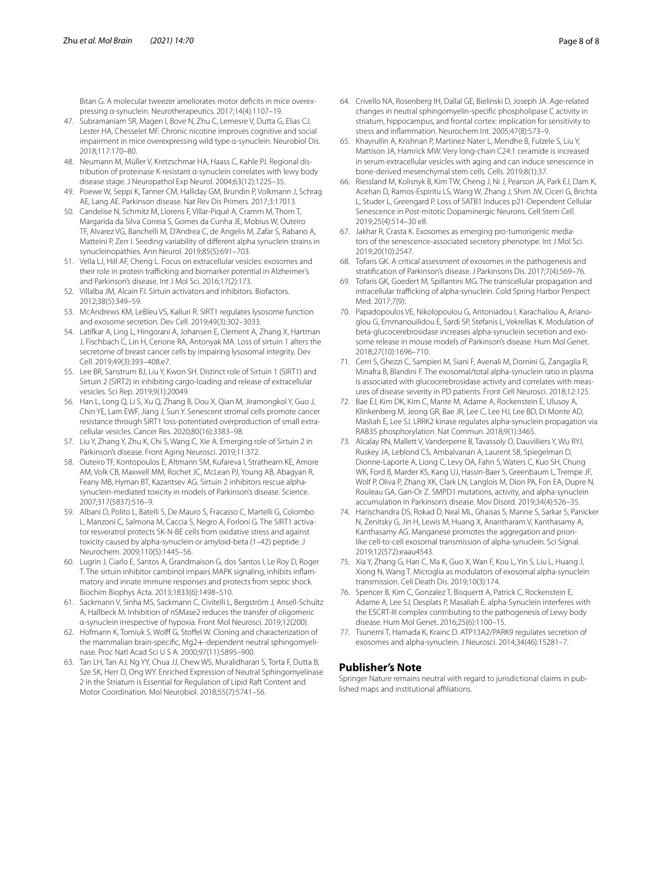Bitan G. A molecular tweezer ameliorates motor deficits in mice overexpressing α-synuclein. Neurotherapeutics. 2017;14(4):1107–19.

47. Subramaniam SR, Magen I, Bove N, Zhu C, Lemesre V, Dutta G, Elias CJ, Lester HA, Chesselet MF. Chronic nicotine improves cognitive and social impairment in mice overexpressing wild type α-synuclein. Neurobiol Dis. 2018;117:170–80.
48. Neumann M, Müller V, Kretzschmar HA, Haass C, Kahle PJ. Regional distribution of proteinase K-resistant α-synuclein correlates with lewy body disease stage. J Neuropathol Exp Neurol. 2004;63(12):1225–35.
49. Poewe W, Seppi K, Tanner CM, Halliday GM, Brundin P, Volkmann J, Schrag AE, Lang AE. Parkinson disease. Nat Rev Dis Primers. 2017;3:17013.
50. Candelise N, Schmitz M, Llorens F, Villar-Piqué A, Cramm M, Thom T, Margarida da Silva Correia S, Gomes da Cunha JE, Mobius W, Outeiro TF, Alvarez VG, Banchelli M, D'Andrea C, de Angelis M, Zafar S, Rabano A, Matteini P, Zerr I. Seeding variability of different alpha synuclein strains in synucleinopathies. Ann Neurol. 2019;85(5):691–703.
51. Vella LJ, Hill AF, Cheng L. Focus on extracellular vesicles: exosomes and their role in protein trafficking and biomarker potential in Alzheimer's and Parkinson's disease. Int J Mol Sci. 2016;17(2):173.
52. Villalba JM, Alcain FJ. Sirtuin activators and inhibitors. Biofactors. 2012;38(5):349–59.
53. McAndrews KM, LeBleu VS, Kalluri R. SIRT1 regulates lysosome function and exosome secretion. Dev Cell. 2019;49(3):302–3033.
54. Latifkar A, Ling L, Hingorani A, Johansen E, Clement A, Zhang X, Hartman J, Fischbach C, Lin H, Cerione RA, Antonyak MA. Loss of sirtuin 1 alters the secretome of breast cancer cells by impairing lysosomal integrity. Dev Cell. 2019;49(3):393–408.e7.
55. Lee BR, Sanstrum BJ, Liu Y, Kwon SH. Distinct role of Sirtuin 1 (SIRT1) and Sirtuin 2 (SIRT2) in inhibiting cargo-loading and release of extracellular vesicles. Sci Rep. 2019;9(1):20049.
56. Han L, Long Q, Li S, Xu Q, Zhang B, Dou X, Qian M, Jiramongkol Y, Guo J, Chin YE, Lam EWF, Jiang J, Sun Y. Senescent stromal cells promote cancer resistance through SIRT1 loss-potentiated overproduction of small extracellular vesicles. Cancer Res. 2020;80(16):3383–98.
57. Liu Y, Zhang Y, Zhu K, Chi S, Wang C, Xie A. Emerging role of Sirtuin 2 in Parkinson's disease. Front Aging Neurosci. 2019;11:372.
58. Outeiro TF, Kontopoulos E, Altmann SM, Kufareva I, Strathearn KE, Amore AM, Volk CB, Maxwell MM, Rochet JC, McLean PJ, Young AB, Abagyan R, Feany MB, Hyman BT, Kazantsev AG. Sirtuin 2 inhibitors rescue alpha-synuclein-mediated toxicity in models of Parkinson's disease. Science. 2007;317(5837):516–9.
59. Albani D, Polito L, Batelli S, De Mauro S, Fracasso C, Martelli G, Colombo L, Manzoni C, Salmona M, Caccia S, Negro A, Forloni G. The SIRT1 activator resveratrol protects SK-N-BE cells from oxidative stress and against toxicity caused by alpha-synuclein or amyloid-beta (1–42) peptide. J Neurochem. 2009;110(5):1445–56.
60. Lugrin J, Ciarlo E, Santos A, Grandmaison G, dos Santos I, Le Roy D, Roger T. The sirtuin inhibitor cambinol impairs MAPK signaling, inhibits inflammatory and innate immune responses and protects from septic shock. Biochim Biophys Acta. 2013;1833(6):1498–510.
61. Sackmann V, Sinha MS, Sackmann C, Civitelli L, Bergström J, Ansell-Schultz A, Hallbeck M. Inhibition of nSMase2 reduces the transfer of oligomeric α-synuclein irrespective of hypoxia. Front Mol Neurosci. 2019;12(200).
62. Hofmann K, Tomiuk S, Wolff G, Stoffel W. Cloning and characterization of the mammalian brain-specific, Mg2+-dependent neutral sphingomyelinase. Proc Natl Acad Sci U S A. 2000;97(11):5895–900.
63. Tan LH, Tan AJ, Ng YY, Chua JJ, Chew WS, Muralidharan S, Torta F, Dutta B, Sze SK, Herr D, Ong WY. Enriched Expression of Neutral Sphingomyelinase 2 in the Striatum is Essential for Regulation of Lipid Raft Content and Motor Coordination. Mol Neurobiol. 2018;55(7):5741–56.
64. Crivello NA, Rosenberg IH, Dallal GE, Bielinski D, Joseph JA. Age-related changes in neutral sphingomyelin-specific phospholipase C activity in striatum, hippocampus, and frontal cortex: implication for sensitivity to stress and inflammation. Neurochem Int. 2005;47(8):573–9.
65. Khayrullin A, Krishnan P, Martinez-Nater L, Mendhe B, Fulzele S, Liu Y, Mattison JA, Hamrick MW. Very long-chain C24:1 ceramide is increased in serum extracellular vesicles with aging and can induce senescence in bone-derived mesenchymal stem cells. Cells. 2019;8(1):37.
66. Riessland M, Kolisnyk B, Kim TW, Cheng J, Ni J, Pearson JA, Park EJ, Dam K, Acehan D, Ramos-Espiritu LS, Wang W, Zhang J, Shim JW, Ciceri G, Brichta L, Studer L, Greengard P. Loss of SATB1 Induces p21-Dependent Cellular Senescence in Post-mitotic Dopaminergic Neurons. Cell Stem Cell. 2019;25(4):514–30 e8.
67. Jakhar R, Crasta K. Exosomes as emerging pro-tumorigenic mediators of the senescence-associated secretory phenotype. Int J Mol Sci. 2019;20(10):2547.
68. Tofaris GK. A critical assessment of exosomes in the pathogenesis and stratification of Parkinson's disease. J Parkinsons Dis. 2017;7(4):569–76.
69. Tofaris GK, Goedert M, Spillantini MG. The transcellular propagation and intracellular trafficking of alpha-synuclein. Cold Spring Harbor Perspect Med. 2017;7(9):
70. Papadopoulos VE, Nikolopoulou G, Antoniadou I, Karachaliou A, Arianoglou G, Emmanouilidou E, Sardi SP, Stefanis L, Vekrellias K. Modulation of beta-glucocerebrosidase increases alpha-synuclein secretion and exosome release in mouse models of Parkinson's disease. Hum Mol Genet. 2018;27(10):1696–710.
71. Cerri S, Ghezzi C, Sampieri M, Siani F, Avenali M, Dornini G, Zangaglia R, Minafra B, Blandini F. The exosomal/total alpha-synuclein ratio in plasma is associated with glucocerebrosidase activity and correlates with measures of disease severity in PD patients. Front Cell Neurosci. 2018;12:125.
72. Bae EJ, Kim DK, Kim C, Mante M, Adame A, Rockenstein E, Ulusoy A, Klinkenberg M, Jeong GR, Bae JR, Lee C, Lee HJ, Lee BD, Di Monte AD, Masliah E, Lee SJ. LRRK2 kinase regulates alpha-synuclein propagation via RAB35 phosphorylation. Nat Commun. 2018;9(1):3465.
73. Alcalay RN, Mallett V, Vanderperre B, Tavassoly O, Dauvilliers Y, Wu RYJ, Ruskey JA, Leblond CS, Ambalvanan A, Laurent SB, Spiegelman D, Dionne-Laporte A, Liong C, Levy OA, Fahn S, Waters C, Kuo SH, Chung WK, Ford B, Marder KS, Kang UJ, Hassin-Baer S, Greenbaum L, Trempe JF, Wolf P, Oliva P, Zhang XK, Clark LN, Langlois M, Dion PA, Fon EA, Dupre N, Rouleau GA, Gan-Or Z. SMPD1 mutations, activity, and alpha-synuclein accumulation in Parkinson's disease. Mov Disord. 2019;34(4):526–35.
74. Harischandra DS, Rokad D, Neal ML, Ghaisas S, Manne S, Sarkar S, Panicker N, Zenitsky G, Jin H, Lewis M, Huang X, Anantharam V, Kanthasamy A, Kanthasamy AG. Manganese promotes the aggregation and prion-like cell-to-cell exosomal transmission of alpha-synuclein. Sci Signal. 2019;12(572):eaau4543.
75. Xia Y, Zhang G, Han C, Ma K, Guo X, Wan F, Kou L, Yin S, Liu L, Huang J, Xiong N, Wang T. Microglia as modulators of exosomal alpha-synuclein transmission. Cell Death Dis. 2019;10(3):174.
76. Spencer B, Kim C, Gonzalez T, Bisquertt A, Patrick C, Rockenstein E, Adame A, Lee SJ, Desplats P, Masaliah E. alpha-Synuclein interferes with the ESCRT-III complex contributing to the pathogenesis of Lewy body disease. Hum Mol Genet. 2016;25(6):1100–15.
77. Tsunemi T, Hamada K, Krainc D. ATP13A2/PARK9 regulates secretion of exosomes and alpha-synuclein. J Neurosci. 2014;34(46):15281–7.

## Publisher's Note

Springer Nature remains neutral with regard to jurisdictional claims in published maps and institutional affiliations.